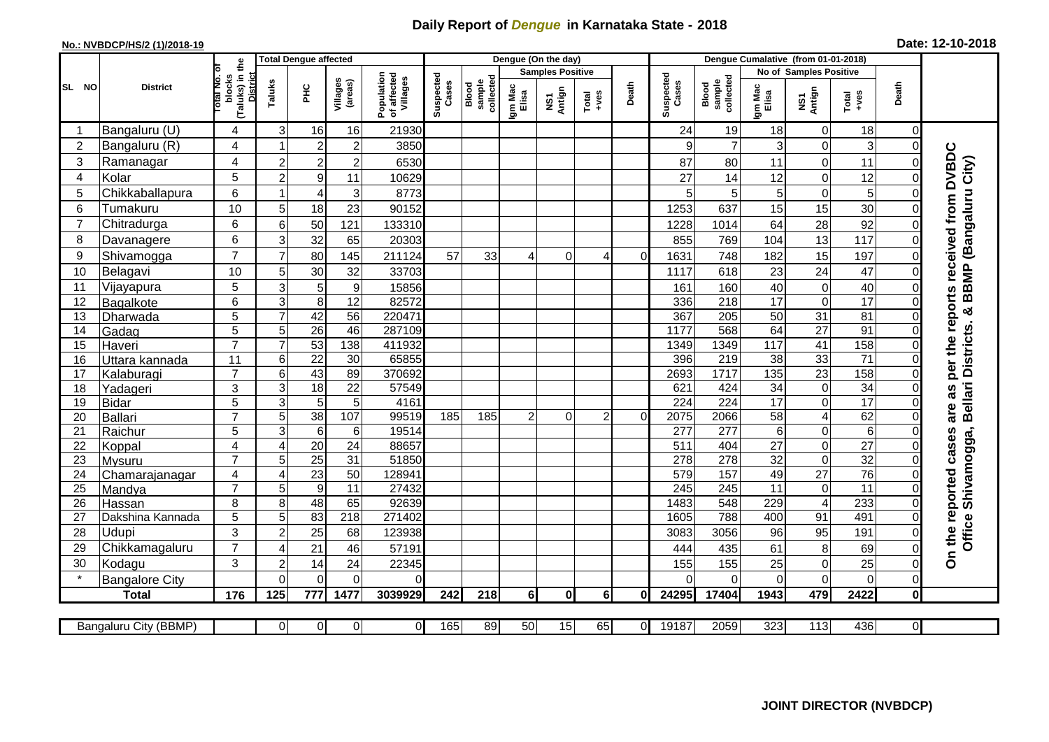# Daily Report of *Dengue* in Karnataka State - 2018

**No.: NVBDCP/HS/2 (1)/2018-19**

**Date: 12-10-2018**

| SL NO | District | Total No. of blocks (Taluks) in the District | Total Dengue affected | | | | Dengue (On the day) | | | | | | | Dengue Cumalative (from 01-01-2018) | | | | | | | |
|---|---|---|---|---|---|---|---|---|---|---|---|---|---|---|---|---|---|---|---|---|
| | | | Taluks | PHC | Villages (areas) | Population of affected Villages | Suspected Cases | Blood sample collected | Samples Positive | | | Death | Suspected Cases | Blood sample collected | No of Samples Positive | | | Death | |
| | | | | | | | | | Igm Mac Elisa | NS1 Antign | Total +ves | | | | Igm Mac Elisa | NS1 Antign | Total +ves | | |
| 1 | Bangaluru (U) | 4 | 3 | 16 | 16 | 21930 | | | | | | | 24 | 19 | 18 | 0 | 18 | 0 | On the reported cases are as per the reports received from DVBDC Office Shivamogga, Bellari Districts. & BBMP (Bangaluru City) |
| 2 | Bangaluru (R) | 4 | 1 | 2 | 2 | 3850 | | | | | | | 9 | 7 | 3 | 0 | 3 | 0 | |
| 3 | Ramanagar | 4 | 2 | 2 | 2 | 6530 | | | | | | | 87 | 80 | 11 | 0 | 11 | 0 | |
| 4 | Kolar | 5 | 2 | 9 | 11 | 10629 | | | | | | | 27 | 14 | 12 | 0 | 12 | 0 | |
| 5 | Chikkaballapura | 6 | 1 | 4 | 3 | 8773 | | | | | | | 5 | 5 | 5 | 0 | 5 | 0 | |
| 6 | Tumakuru | 10 | 5 | 18 | 23 | 90152 | | | | | | | 1253 | 637 | 15 | 15 | 30 | 0 | |
| 7 | Chitradurga | 6 | 6 | 50 | 121 | 133310 | | | | | | | 1228 | 1014 | 64 | 28 | 92 | 0 | |
| 8 | Davanagere | 6 | 3 | 32 | 65 | 20303 | | | | | | | 855 | 769 | 104 | 13 | 117 | 0 | |
| 9 | Shivamogga | 7 | 7 | 80 | 145 | 211124 | 57 | 33 | 4 | 0 | 4 | 0 | 1631 | 748 | 182 | 15 | 197 | 0 | |
| 10 | Belagavi | 10 | 5 | 30 | 32 | 33703 | | | | | | | 1117 | 618 | 23 | 24 | 47 | 0 | |
| 11 | Vijayapura | 5 | 3 | 5 | 9 | 15856 | | | | | | | 161 | 160 | 40 | 0 | 40 | 0 | |
| 12 | Bagalkote | 6 | 3 | 8 | 12 | 82572 | | | | | | | 336 | 218 | 17 | 0 | 17 | 0 | |
| 13 | Dharwada | 5 | 7 | 42 | 56 | 220471 | | | | | | | 367 | 205 | 50 | 31 | 81 | 0 | |
| 14 | Gadag | 5 | 5 | 26 | 46 | 287109 | | | | | | | 1177 | 568 | 64 | 27 | 91 | 0 | |
| 15 | Haveri | 7 | 7 | 53 | 138 | 411932 | | | | | | | 1349 | 1349 | 117 | 41 | 158 | 0 | |
| 16 | Uttara kannada | 11 | 6 | 22 | 30 | 65855 | | | | | | | 396 | 219 | 38 | 33 | 71 | 0 | |
| 17 | Kalaburagi | 7 | 6 | 43 | 89 | 370692 | | | | | | | 2693 | 1717 | 135 | 23 | 158 | 0 | |
| 18 | Yadageri | 3 | 3 | 18 | 22 | 57549 | | | | | | | 621 | 424 | 34 | 0 | 34 | 0 | |
| 19 | Bidar | 5 | 3 | 5 | 5 | 4161 | | | | | | | 224 | 224 | 17 | 0 | 17 | 0 | |
| 20 | Ballari | 7 | 5 | 38 | 107 | 99519 | 185 | 185 | 2 | 0 | 2 | 0 | 2075 | 2066 | 58 | 4 | 62 | 0 | |
| 21 | Raichur | 5 | 3 | 6 | 6 | 19514 | | | | | | | 277 | 277 | 6 | 0 | 6 | 0 | |
| 22 | Koppal | 4 | 4 | 20 | 24 | 88657 | | | | | | | 511 | 404 | 27 | 0 | 27 | 0 | |
| 23 | Mysuru | 7 | 5 | 25 | 31 | 51850 | | | | | | | 278 | 278 | 32 | 0 | 32 | 0 | |
| 24 | Chamarajanagar | 4 | 4 | 23 | 50 | 128941 | | | | | | | 579 | 157 | 49 | 27 | 76 | 0 | |
| 25 | Mandya | 7 | 5 | 9 | 11 | 27432 | | | | | | | 245 | 245 | 11 | 0 | 11 | 0 | |
| 26 | Hassan | 8 | 8 | 48 | 65 | 92639 | | | | | | | 1483 | 548 | 229 | 4 | 233 | 0 | |
| 27 | Dakshina Kannada | 5 | 5 | 83 | 218 | 271402 | | | | | | | 1605 | 788 | 400 | 91 | 491 | 0 | |
| 28 | Udupi | 3 | 2 | 25 | 68 | 123938 | | | | | | | 3083 | 3056 | 96 | 95 | 191 | 0 | |
| 29 | Chikkamagaluru | 7 | 4 | 21 | 46 | 57191 | | | | | | | 444 | 435 | 61 | 8 | 69 | 0 | |
| 30 | Kodagu | 3 | 2 | 14 | 24 | 22345 | | | | | | | 155 | 155 | 25 | 0 | 25 | 0 | |
| * | Bangalore City | | 0 | 0 | 0 | 0 | | | | | | | 0 | 0 | 0 | 0 | 0 | 0 | |
| | **Total** | **176** | **125** | **777** | **1477** | **3039929** | **242** | **218** | **6** | **0** | **6** | **0** | **24295** | **17404** | **1943** | **479** | **2422** | **0** | |

| | | | | | | | | | | | | | | | | | |
|---|---|---|---|---|---|---|---|---|---|---|---|---|---|---|---|---|---|
| Bangaluru City (BBMP) | | 0 | 0 | 0 | 0 | 165 | 89 | 50 | 15 | 65 | 0 | 19187 | 2059 | 323 | 113 | 436 | 0 |

**JOINT DIRECTOR (NVBDCP)**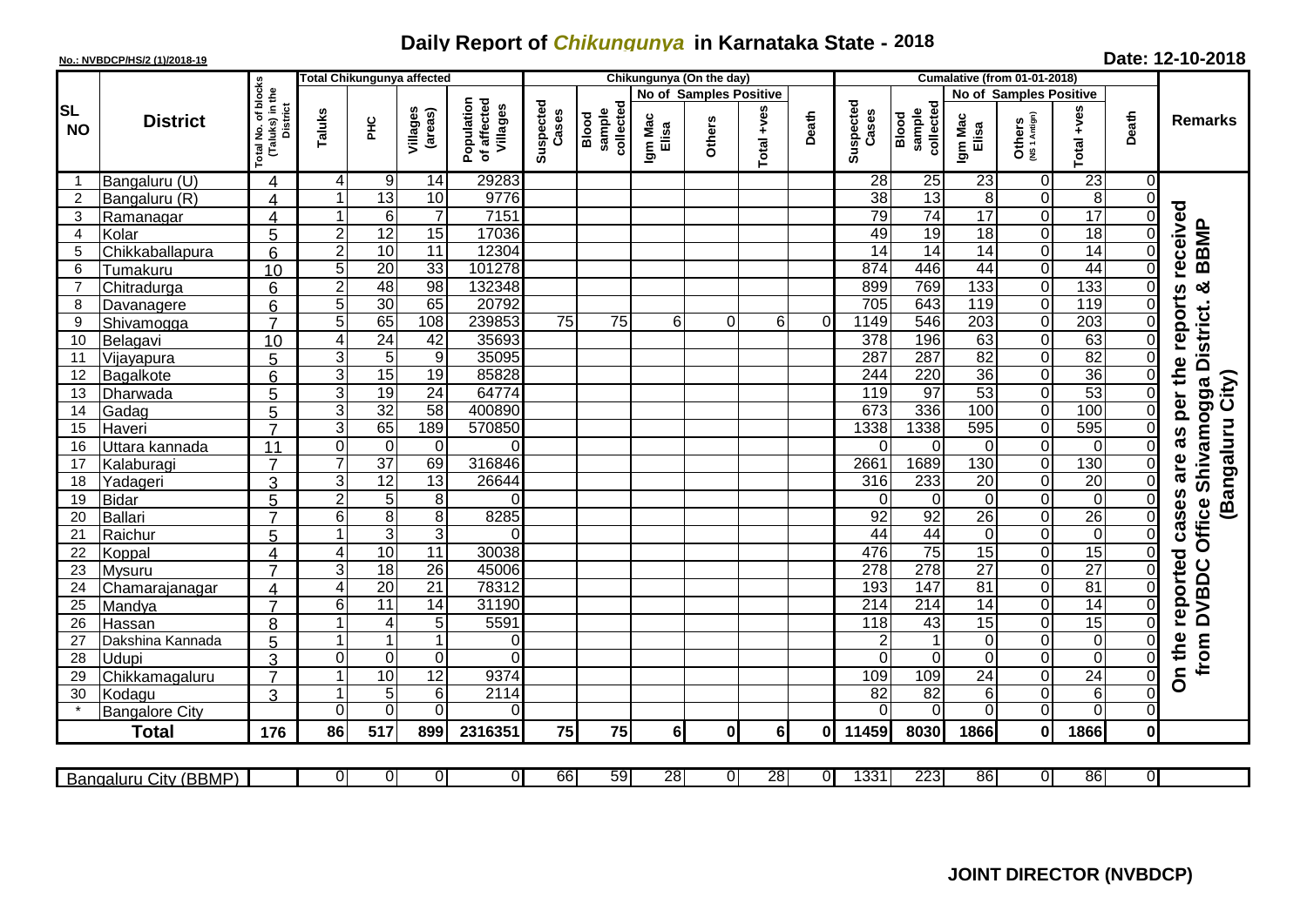# Daily Report of *Chikungunya* in Karnataka State - 2018

**No.: NVBDCP/HS/2 (1)/2018-19**

**Date: 12-10-2018**

| SL NO | District | Total No. of blocks (Taluks) in the District | Total Chikungunya affected | | | | Chikungunya (On the day) | | | | | | Cumalative (from 01-01-2018) | | | | | | Remarks |
|---|---|---|---|---|---|---|---|---|---|---|---|---|---|---|---|---|---|---|---|
| | | | Taluks | PHC | Villages (areas) | Population of affected Villages | Suspected Cases | Blood sample collected | No of Samples Positive | | | Death | Suspected Cases | Blood sample collected | No of Samples Positive | | | Death | |
| | | | | | | | | | Igm Mac Elisa | Others | Total +ves | | | | Igm Mac Elisa | Others (NS 1 Antign) | Total +ves | | |
| 1 | Bangaluru (U) | 4 | 4 | 9 | 14 | 29283 | | | | | | | 28 | 25 | 23 | 0 | 23 | 0 | On the reported cases are as per the reports received from DVBDC Office Shivamogga District. & BBMP (Bangaluru City) |
| 2 | Bangaluru (R) | 4 | 1 | 13 | 10 | 9776 | | | | | | | 38 | 13 | 8 | 0 | 8 | 0 | |
| 3 | Ramanagar | 4 | 1 | 6 | 7 | 7151 | | | | | | | 79 | 74 | 17 | 0 | 17 | 0 | |
| 4 | Kolar | 5 | 2 | 12 | 15 | 17036 | | | | | | | 49 | 19 | 18 | 0 | 18 | 0 | |
| 5 | Chikkaballapura | 6 | 2 | 10 | 11 | 12304 | | | | | | | 14 | 14 | 14 | 0 | 14 | 0 | |
| 6 | Tumakuru | 10 | 5 | 20 | 33 | 101278 | | | | | | | 874 | 446 | 44 | 0 | 44 | 0 | |
| 7 | Chitradurga | 6 | 2 | 48 | 98 | 132348 | | | | | | | 899 | 769 | 133 | 0 | 133 | 0 | |
| 8 | Davanagere | 6 | 5 | 30 | 65 | 20792 | | | | | | | 705 | 643 | 119 | 0 | 119 | 0 | |
| 9 | Shivamogga | 7 | 5 | 65 | 108 | 239853 | 75 | 75 | 6 | 0 | 6 | 0 | 1149 | 546 | 203 | 0 | 203 | 0 | |
| 10 | Belagavi | 10 | 4 | 24 | 42 | 35693 | | | | | | | 378 | 196 | 63 | 0 | 63 | 0 | |
| 11 | Vijayapura | 5 | 3 | 5 | 9 | 35095 | | | | | | | 287 | 287 | 82 | 0 | 82 | 0 | |
| 12 | Bagalkote | 6 | 3 | 15 | 19 | 85828 | | | | | | | 244 | 220 | 36 | 0 | 36 | 0 | |
| 13 | Dharwada | 5 | 3 | 19 | 24 | 64774 | | | | | | | 119 | 97 | 53 | 0 | 53 | 0 | |
| 14 | Gadag | 5 | 3 | 32 | 58 | 400890 | | | | | | | 673 | 336 | 100 | 0 | 100 | 0 | |
| 15 | Haveri | 7 | 3 | 65 | 189 | 570850 | | | | | | | 1338 | 1338 | 595 | 0 | 595 | 0 | |
| 16 | Uttara kannada | 11 | 0 | 0 | 0 | 0 | | | | | | | 0 | 0 | 0 | 0 | 0 | 0 | |
| 17 | Kalaburagi | 7 | 7 | 37 | 69 | 316846 | | | | | | | 2661 | 1689 | 130 | 0 | 130 | 0 | |
| 18 | Yadageri | 3 | 3 | 12 | 13 | 26644 | | | | | | | 316 | 233 | 20 | 0 | 20 | 0 | |
| 19 | Bidar | 5 | 2 | 5 | 8 | 0 | | | | | | | 0 | 0 | 0 | 0 | 0 | 0 | |
| 20 | Ballari | 7 | 6 | 8 | 8 | 8285 | | | | | | | 92 | 92 | 26 | 0 | 26 | 0 | |
| 21 | Raichur | 5 | 1 | 3 | 3 | 0 | | | | | | | 44 | 44 | 0 | 0 | 0 | 0 | |
| 22 | Koppal | 4 | 4 | 10 | 11 | 30038 | | | | | | | 476 | 75 | 15 | 0 | 15 | 0 | |
| 23 | Mysuru | 7 | 3 | 18 | 26 | 45006 | | | | | | | 278 | 278 | 27 | 0 | 27 | 0 | |
| 24 | Chamarajanagar | 4 | 4 | 20 | 21 | 78312 | | | | | | | 193 | 147 | 81 | 0 | 81 | 0 | |
| 25 | Mandya | 7 | 6 | 11 | 14 | 31190 | | | | | | | 214 | 214 | 14 | 0 | 14 | 0 | |
| 26 | Hassan | 8 | 1 | 4 | 5 | 5591 | | | | | | | 118 | 43 | 15 | 0 | 15 | 0 | |
| 27 | Dakshina Kannada | 5 | 1 | 1 | 1 | 0 | | | | | | | 2 | 1 | 0 | 0 | 0 | 0 | |
| 28 | Udupi | 3 | 0 | 0 | 0 | 0 | | | | | | | 0 | 0 | 0 | 0 | 0 | 0 | |
| 29 | Chikkamagaluru | 7 | 1 | 10 | 12 | 9374 | | | | | | | 109 | 109 | 24 | 0 | 24 | 0 | |
| 30 | Kodagu | 3 | 1 | 5 | 6 | 2114 | | | | | | | 82 | 82 | 6 | 0 | 6 | 0 | |
| * | Bangalore City | | 0 | 0 | 0 | 0 | | | | | | | 0 | 0 | 0 | 0 | 0 | 0 | |
| | **Total** | **176** | **86** | **517** | **899** | **2316351** | **75** | **75** | **6** | **0** | **6** | **0** | **11459** | **8030** | **1866** | **0** | **1866** | **0** | |

| | | | | | | | | | | | | | | | | | | |
|---|---|---|---|---|---|---|---|---|---|---|---|---|---|---|---|---|---|---|
| Bangaluru City (BBMP) | | 0 | 0 | 0 | 0 | 66 | 59 | 28 | 0 | 28 | 0 | 1331 | 223 | 86 | 0 | 86 | 0 | |

**JOINT DIRECTOR (NVBDCP)**